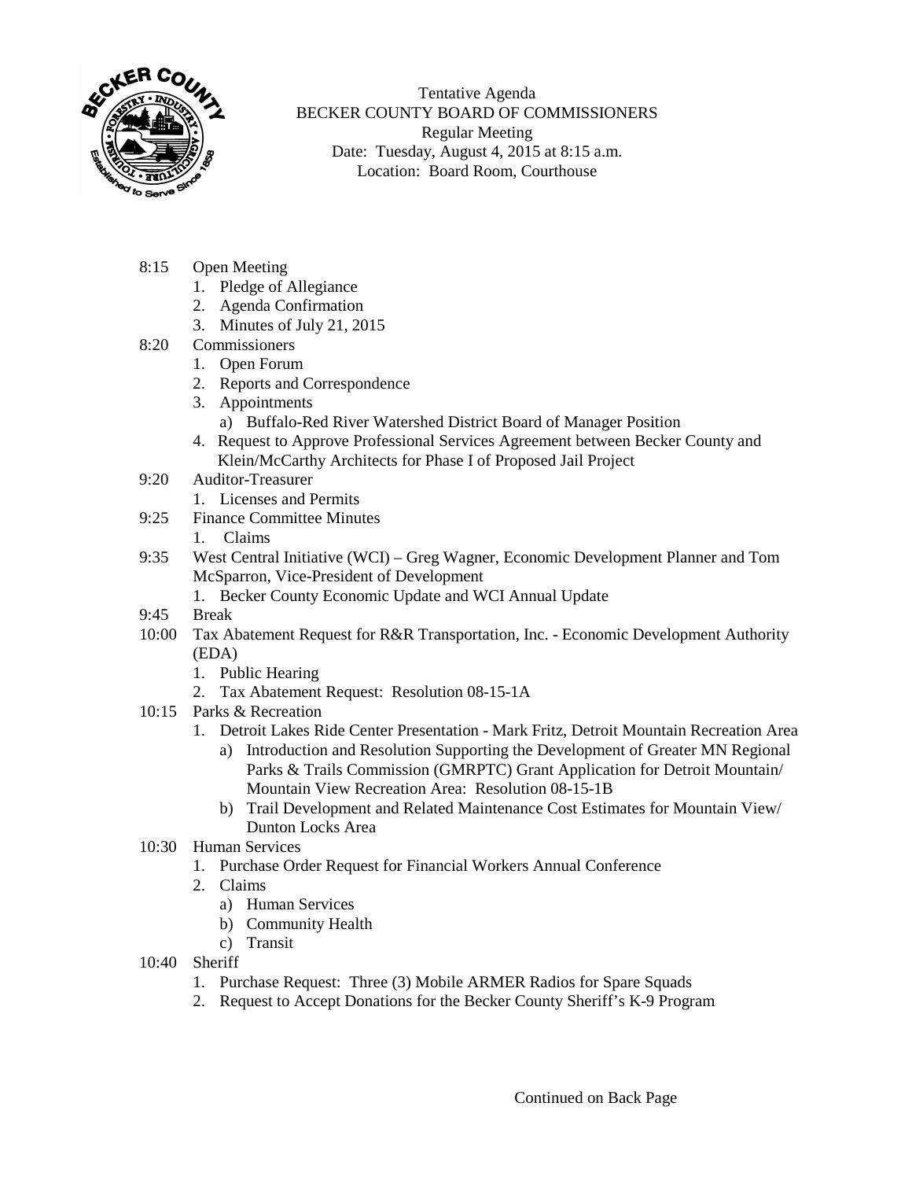Tentative Agenda
BECKER COUNTY BOARD OF COMMISSIONERS
Regular Meeting
Date: Tuesday, August 4, 2015 at 8:15 a.m.
Location: Board Room, Courthouse

8:15 Open Meeting
1. Pledge of Allegiance
2. Agenda Confirmation
3. Minutes of July 21, 2015

8:20 Commissioners
1. Open Forum
2. Reports and Correspondence
3. Appointments
   a) Buffalo-Red River Watershed District Board of Manager Position
4. Request to Approve Professional Services Agreement between Becker County and Klein/McCarthy Architects for Phase I of Proposed Jail Project

9:20 Auditor-Treasurer
1. Licenses and Permits

9:25 Finance Committee Minutes
1. Claims

9:35 West Central Initiative (WCI) – Greg Wagner, Economic Development Planner and Tom McSparron, Vice-President of Development
1. Becker County Economic Update and WCI Annual Update

9:45 Break

10:00 Tax Abatement Request for R&R Transportation, Inc. - Economic Development Authority (EDA)
1. Public Hearing
2. Tax Abatement Request: Resolution 08-15-1A

10:15 Parks & Recreation
1. Detroit Lakes Ride Center Presentation - Mark Fritz, Detroit Mountain Recreation Area
   a) Introduction and Resolution Supporting the Development of Greater MN Regional Parks & Trails Commission (GMRPTC) Grant Application for Detroit Mountain/ Mountain View Recreation Area: Resolution 08-15-1B
   b) Trail Development and Related Maintenance Cost Estimates for Mountain View/ Dunton Locks Area

10:30 Human Services
1. Purchase Order Request for Financial Workers Annual Conference
2. Claims
   a) Human Services
   b) Community Health
   c) Transit

10:40 Sheriff
1. Purchase Request: Three (3) Mobile ARMER Radios for Spare Squads
2. Request to Accept Donations for the Becker County Sheriff's K-9 Program

Continued on Back Page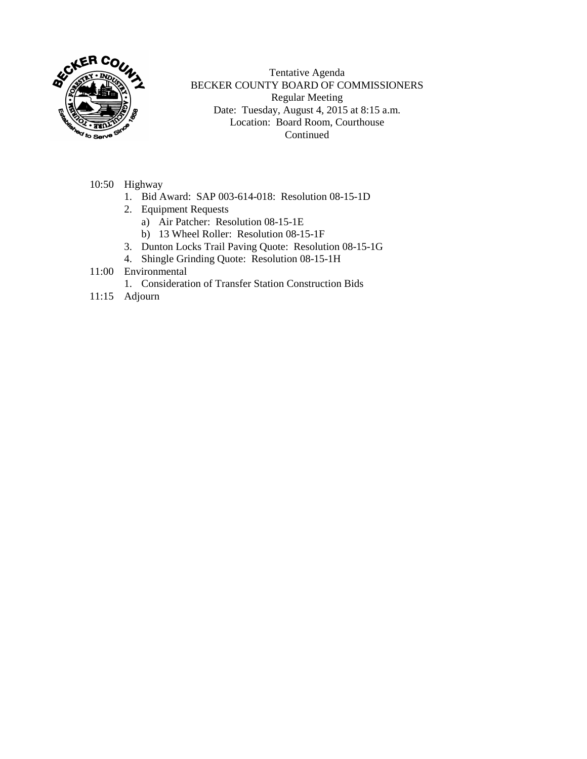Tentative Agenda
BECKER COUNTY BOARD OF COMMISSIONERS
Regular Meeting
Date: Tuesday, August 4, 2015 at 8:15 a.m.
Location: Board Room, Courthouse
Continued

10:50 Highway

1. Bid Award: SAP 003-614-018: Resolution 08-15-1D
2. Equipment Requests
   a) Air Patcher: Resolution 08-15-1E
   b) 13 Wheel Roller: Resolution 08-15-1F
3. Dunton Locks Trail Paving Quote: Resolution 08-15-1G
4. Shingle Grinding Quote: Resolution 08-15-1H

11:00 Environmental

1. Consideration of Transfer Station Construction Bids

11:15 Adjourn